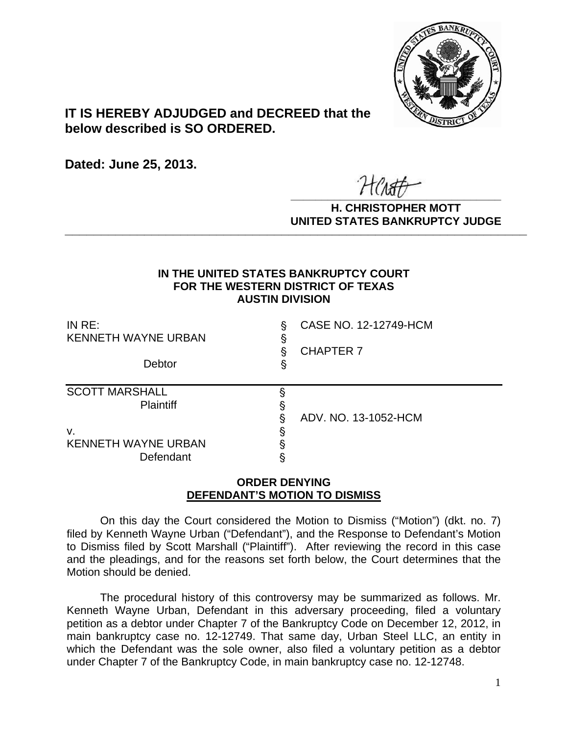**IT IS HEREBY ADJUDGED and DECREED that the below described is SO ORDERED.**

**Dated: June 25, 2013.**

**H. CHRISTOPHER MOTT**
**UNITED STATES BANKRUPTCY JUDGE**

---

**IN THE UNITED STATES BANKRUPTCY COURT**
**FOR THE WESTERN DISTRICT OF TEXAS**
**AUSTIN DIVISION**

| | | |
|---|---|---|
| IN RE: | § | CASE NO. 12-12749-HCM |
| KENNETH WAYNE URBAN | § | |
| | § | CHAPTER 7 |
| Debtor | § | |

| | | |
|---|---|---|
| SCOTT MARSHALL | § | |
| Plaintiff | § | |
| | § | ADV. NO. 13-1052-HCM |
| v. | § | |
| KENNETH WAYNE URBAN | § | |
| Defendant | § | |

**ORDER DENYING**
**DEFENDANT'S MOTION TO DISMISS**

On this day the Court considered the Motion to Dismiss ("Motion") (dkt. no. 7) filed by Kenneth Wayne Urban ("Defendant"), and the Response to Defendant's Motion to Dismiss filed by Scott Marshall ("Plaintiff"). After reviewing the record in this case and the pleadings, and for the reasons set forth below, the Court determines that the Motion should be denied.

The procedural history of this controversy may be summarized as follows. Mr. Kenneth Wayne Urban, Defendant in this adversary proceeding, filed a voluntary petition as a debtor under Chapter 7 of the Bankruptcy Code on December 12, 2012, in main bankruptcy case no. 12-12749. That same day, Urban Steel LLC, an entity in which the Defendant was the sole owner, also filed a voluntary petition as a debtor under Chapter 7 of the Bankruptcy Code, in main bankruptcy case no. 12-12748.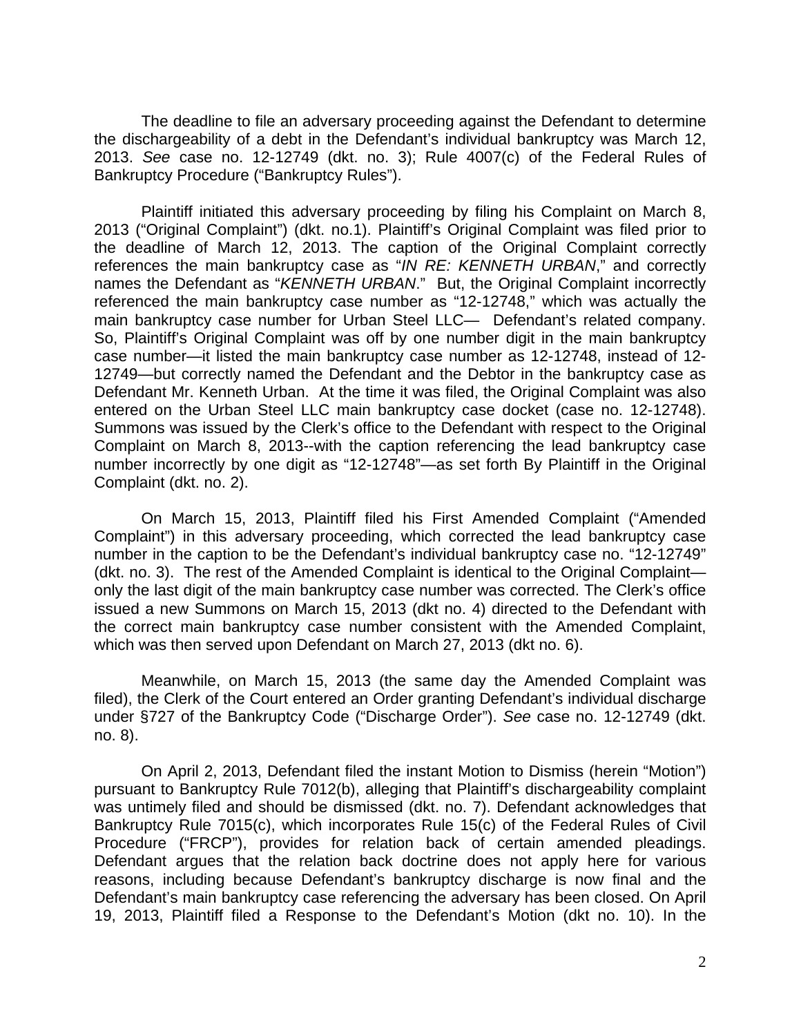The deadline to file an adversary proceeding against the Defendant to determine the dischargeability of a debt in the Defendant's individual bankruptcy was March 12, 2013. *See* case no. 12-12749 (dkt. no. 3); Rule 4007(c) of the Federal Rules of Bankruptcy Procedure ("Bankruptcy Rules").

Plaintiff initiated this adversary proceeding by filing his Complaint on March 8, 2013 ("Original Complaint") (dkt. no.1). Plaintiff's Original Complaint was filed prior to the deadline of March 12, 2013. The caption of the Original Complaint correctly references the main bankruptcy case as "*IN RE: KENNETH URBAN*," and correctly names the Defendant as "*KENNETH URBAN*." But, the Original Complaint incorrectly referenced the main bankruptcy case number as "12-12748," which was actually the main bankruptcy case number for Urban Steel LLC— Defendant's related company. So, Plaintiff's Original Complaint was off by one number digit in the main bankruptcy case number—it listed the main bankruptcy case number as 12-12748, instead of 12-12749—but correctly named the Defendant and the Debtor in the bankruptcy case as Defendant Mr. Kenneth Urban. At the time it was filed, the Original Complaint was also entered on the Urban Steel LLC main bankruptcy case docket (case no. 12-12748). Summons was issued by the Clerk's office to the Defendant with respect to the Original Complaint on March 8, 2013--with the caption referencing the lead bankruptcy case number incorrectly by one digit as "12-12748"—as set forth By Plaintiff in the Original Complaint (dkt. no. 2).

On March 15, 2013, Plaintiff filed his First Amended Complaint ("Amended Complaint") in this adversary proceeding, which corrected the lead bankruptcy case number in the caption to be the Defendant's individual bankruptcy case no. "12-12749" (dkt. no. 3). The rest of the Amended Complaint is identical to the Original Complaint—only the last digit of the main bankruptcy case number was corrected. The Clerk's office issued a new Summons on March 15, 2013 (dkt no. 4) directed to the Defendant with the correct main bankruptcy case number consistent with the Amended Complaint, which was then served upon Defendant on March 27, 2013 (dkt no. 6).

Meanwhile, on March 15, 2013 (the same day the Amended Complaint was filed), the Clerk of the Court entered an Order granting Defendant's individual discharge under §727 of the Bankruptcy Code ("Discharge Order"). *See* case no. 12-12749 (dkt. no. 8).

On April 2, 2013, Defendant filed the instant Motion to Dismiss (herein "Motion") pursuant to Bankruptcy Rule 7012(b), alleging that Plaintiff's dischargeability complaint was untimely filed and should be dismissed (dkt. no. 7). Defendant acknowledges that Bankruptcy Rule 7015(c), which incorporates Rule 15(c) of the Federal Rules of Civil Procedure ("FRCP"), provides for relation back of certain amended pleadings. Defendant argues that the relation back doctrine does not apply here for various reasons, including because Defendant's bankruptcy discharge is now final and the Defendant's main bankruptcy case referencing the adversary has been closed. On April 19, 2013, Plaintiff filed a Response to the Defendant's Motion (dkt no. 10). In the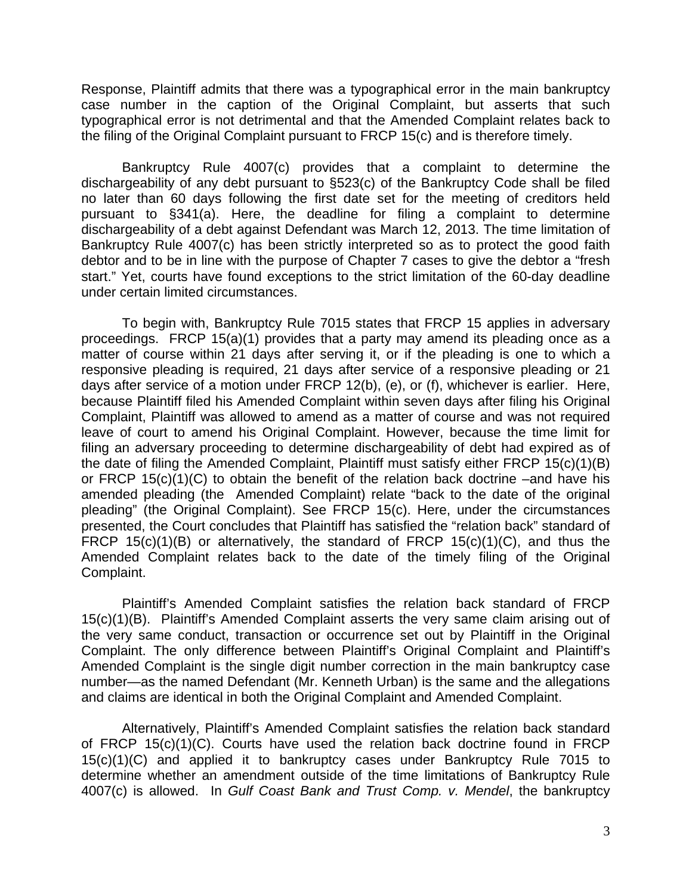Response, Plaintiff admits that there was a typographical error in the main bankruptcy case number in the caption of the Original Complaint, but asserts that such typographical error is not detrimental and that the Amended Complaint relates back to the filing of the Original Complaint pursuant to FRCP 15(c) and is therefore timely.

Bankruptcy Rule 4007(c) provides that a complaint to determine the dischargeability of any debt pursuant to §523(c) of the Bankruptcy Code shall be filed no later than 60 days following the first date set for the meeting of creditors held pursuant to §341(a). Here, the deadline for filing a complaint to determine dischargeability of a debt against Defendant was March 12, 2013. The time limitation of Bankruptcy Rule 4007(c) has been strictly interpreted so as to protect the good faith debtor and to be in line with the purpose of Chapter 7 cases to give the debtor a "fresh start." Yet, courts have found exceptions to the strict limitation of the 60-day deadline under certain limited circumstances.

To begin with, Bankruptcy Rule 7015 states that FRCP 15 applies in adversary proceedings. FRCP 15(a)(1) provides that a party may amend its pleading once as a matter of course within 21 days after serving it, or if the pleading is one to which a responsive pleading is required, 21 days after service of a responsive pleading or 21 days after service of a motion under FRCP 12(b), (e), or (f), whichever is earlier. Here, because Plaintiff filed his Amended Complaint within seven days after filing his Original Complaint, Plaintiff was allowed to amend as a matter of course and was not required leave of court to amend his Original Complaint. However, because the time limit for filing an adversary proceeding to determine dischargeability of debt had expired as of the date of filing the Amended Complaint, Plaintiff must satisfy either FRCP 15(c)(1)(B) or FRCP 15(c)(1)(C) to obtain the benefit of the relation back doctrine –and have his amended pleading (the Amended Complaint) relate "back to the date of the original pleading" (the Original Complaint). See FRCP 15(c). Here, under the circumstances presented, the Court concludes that Plaintiff has satisfied the "relation back" standard of FRCP 15(c)(1)(B) or alternatively, the standard of FRCP 15(c)(1)(C), and thus the Amended Complaint relates back to the date of the timely filing of the Original Complaint.

Plaintiff's Amended Complaint satisfies the relation back standard of FRCP 15(c)(1)(B). Plaintiff's Amended Complaint asserts the very same claim arising out of the very same conduct, transaction or occurrence set out by Plaintiff in the Original Complaint. The only difference between Plaintiff's Original Complaint and Plaintiff's Amended Complaint is the single digit number correction in the main bankruptcy case number—as the named Defendant (Mr. Kenneth Urban) is the same and the allegations and claims are identical in both the Original Complaint and Amended Complaint.

Alternatively, Plaintiff's Amended Complaint satisfies the relation back standard of FRCP 15(c)(1)(C). Courts have used the relation back doctrine found in FRCP 15(c)(1)(C) and applied it to bankruptcy cases under Bankruptcy Rule 7015 to determine whether an amendment outside of the time limitations of Bankruptcy Rule 4007(c) is allowed. In *Gulf Coast Bank and Trust Comp. v. Mendel*, the bankruptcy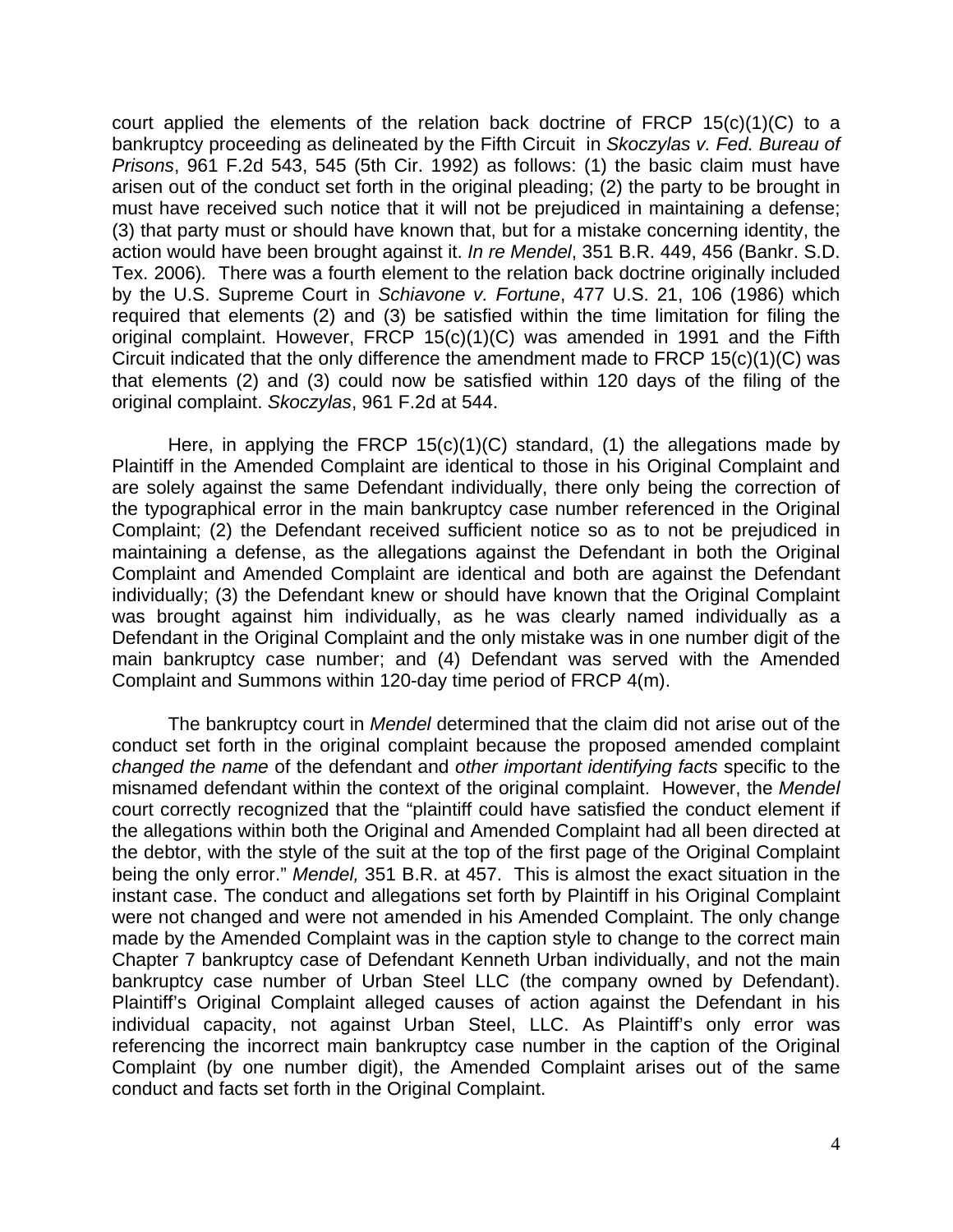court applied the elements of the relation back doctrine of FRCP 15(c)(1)(C) to a bankruptcy proceeding as delineated by the Fifth Circuit in *Skoczylas v. Fed. Bureau of Prisons*, 961 F.2d 543, 545 (5th Cir. 1992) as follows: (1) the basic claim must have arisen out of the conduct set forth in the original pleading; (2) the party to be brought in must have received such notice that it will not be prejudiced in maintaining a defense; (3) that party must or should have known that, but for a mistake concerning identity, the action would have been brought against it. *In re Mendel*, 351 B.R. 449, 456 (Bankr. S.D. Tex. 2006). There was a fourth element to the relation back doctrine originally included by the U.S. Supreme Court in *Schiavone v. Fortune*, 477 U.S. 21, 106 (1986) which required that elements (2) and (3) be satisfied within the time limitation for filing the original complaint. However, FRCP 15(c)(1)(C) was amended in 1991 and the Fifth Circuit indicated that the only difference the amendment made to FRCP 15(c)(1)(C) was that elements (2) and (3) could now be satisfied within 120 days of the filing of the original complaint. *Skoczylas*, 961 F.2d at 544.

Here, in applying the FRCP 15(c)(1)(C) standard, (1) the allegations made by Plaintiff in the Amended Complaint are identical to those in his Original Complaint and are solely against the same Defendant individually, there only being the correction of the typographical error in the main bankruptcy case number referenced in the Original Complaint; (2) the Defendant received sufficient notice so as to not be prejudiced in maintaining a defense, as the allegations against the Defendant in both the Original Complaint and Amended Complaint are identical and both are against the Defendant individually; (3) the Defendant knew or should have known that the Original Complaint was brought against him individually, as he was clearly named individually as a Defendant in the Original Complaint and the only mistake was in one number digit of the main bankruptcy case number; and (4) Defendant was served with the Amended Complaint and Summons within 120-day time period of FRCP 4(m).

The bankruptcy court in *Mendel* determined that the claim did not arise out of the conduct set forth in the original complaint because the proposed amended complaint *changed the name* of the defendant and *other important identifying facts* specific to the misnamed defendant within the context of the original complaint. However, the *Mendel* court correctly recognized that the "plaintiff could have satisfied the conduct element if the allegations within both the Original and Amended Complaint had all been directed at the debtor, with the style of the suit at the top of the first page of the Original Complaint being the only error." *Mendel,* 351 B.R. at 457. This is almost the exact situation in the instant case. The conduct and allegations set forth by Plaintiff in his Original Complaint were not changed and were not amended in his Amended Complaint. The only change made by the Amended Complaint was in the caption style to change to the correct main Chapter 7 bankruptcy case of Defendant Kenneth Urban individually, and not the main bankruptcy case number of Urban Steel LLC (the company owned by Defendant). Plaintiff's Original Complaint alleged causes of action against the Defendant in his individual capacity, not against Urban Steel, LLC. As Plaintiff's only error was referencing the incorrect main bankruptcy case number in the caption of the Original Complaint (by one number digit), the Amended Complaint arises out of the same conduct and facts set forth in the Original Complaint.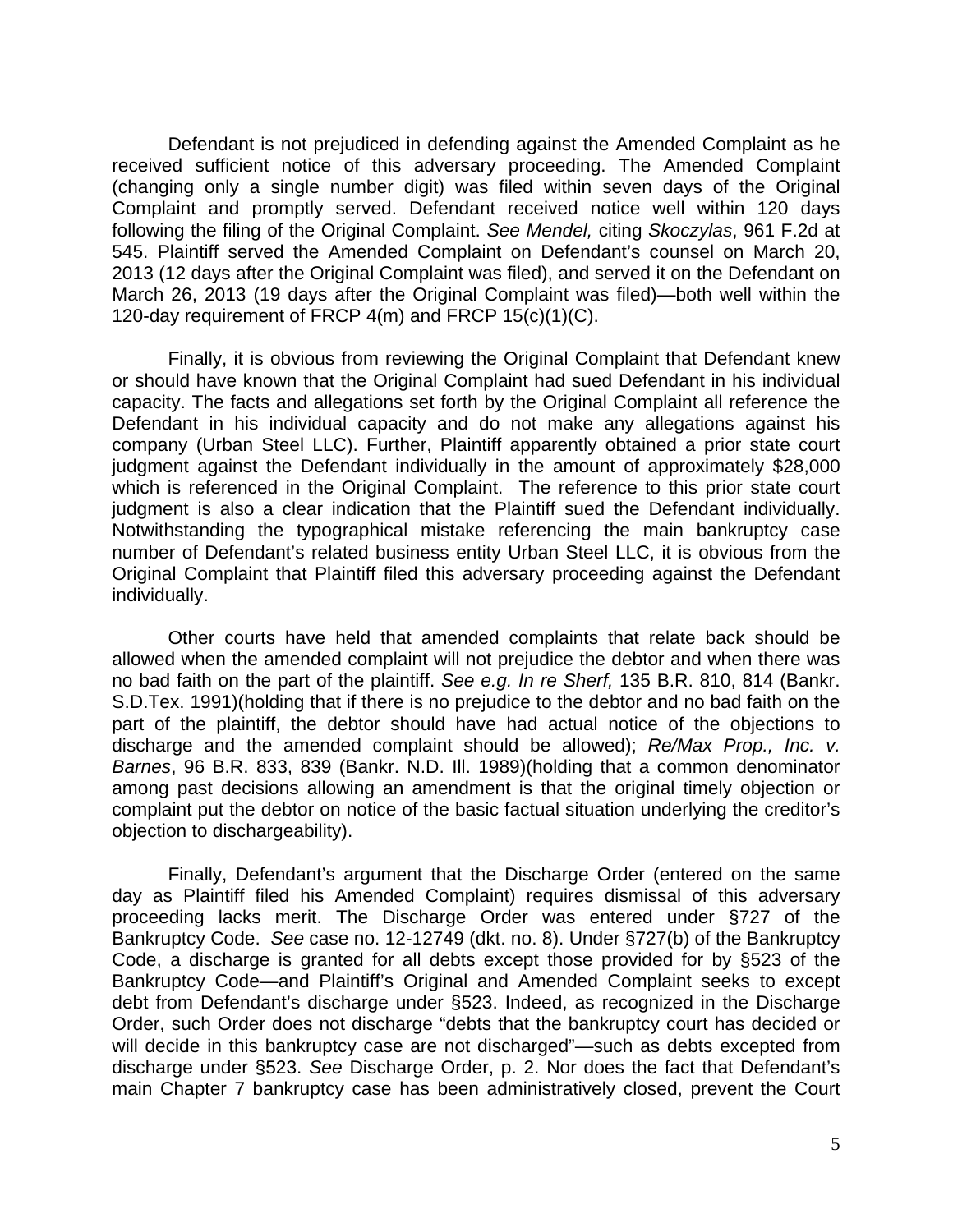Defendant is not prejudiced in defending against the Amended Complaint as he received sufficient notice of this adversary proceeding. The Amended Complaint (changing only a single number digit) was filed within seven days of the Original Complaint and promptly served. Defendant received notice well within 120 days following the filing of the Original Complaint. *See Mendel,* citing *Skoczylas*, 961 F.2d at 545. Plaintiff served the Amended Complaint on Defendant's counsel on March 20, 2013 (12 days after the Original Complaint was filed), and served it on the Defendant on March 26, 2013 (19 days after the Original Complaint was filed)—both well within the 120-day requirement of FRCP 4(m) and FRCP 15(c)(1)(C).

Finally, it is obvious from reviewing the Original Complaint that Defendant knew or should have known that the Original Complaint had sued Defendant in his individual capacity. The facts and allegations set forth by the Original Complaint all reference the Defendant in his individual capacity and do not make any allegations against his company (Urban Steel LLC). Further, Plaintiff apparently obtained a prior state court judgment against the Defendant individually in the amount of approximately $28,000 which is referenced in the Original Complaint. The reference to this prior state court judgment is also a clear indication that the Plaintiff sued the Defendant individually. Notwithstanding the typographical mistake referencing the main bankruptcy case number of Defendant's related business entity Urban Steel LLC, it is obvious from the Original Complaint that Plaintiff filed this adversary proceeding against the Defendant individually.

Other courts have held that amended complaints that relate back should be allowed when the amended complaint will not prejudice the debtor and when there was no bad faith on the part of the plaintiff. *See e.g. In re Sherf,* 135 B.R. 810, 814 (Bankr. S.D.Tex. 1991)(holding that if there is no prejudice to the debtor and no bad faith on the part of the plaintiff, the debtor should have had actual notice of the objections to discharge and the amended complaint should be allowed); *Re/Max Prop., Inc. v. Barnes*, 96 B.R. 833, 839 (Bankr. N.D. Ill. 1989)(holding that a common denominator among past decisions allowing an amendment is that the original timely objection or complaint put the debtor on notice of the basic factual situation underlying the creditor's objection to dischargeability).

Finally, Defendant's argument that the Discharge Order (entered on the same day as Plaintiff filed his Amended Complaint) requires dismissal of this adversary proceeding lacks merit. The Discharge Order was entered under §727 of the Bankruptcy Code. *See* case no. 12-12749 (dkt. no. 8). Under §727(b) of the Bankruptcy Code, a discharge is granted for all debts except those provided for by §523 of the Bankruptcy Code—and Plaintiff's Original and Amended Complaint seeks to except debt from Defendant's discharge under §523. Indeed, as recognized in the Discharge Order, such Order does not discharge "debts that the bankruptcy court has decided or will decide in this bankruptcy case are not discharged"—such as debts excepted from discharge under §523. *See* Discharge Order, p. 2. Nor does the fact that Defendant's main Chapter 7 bankruptcy case has been administratively closed, prevent the Court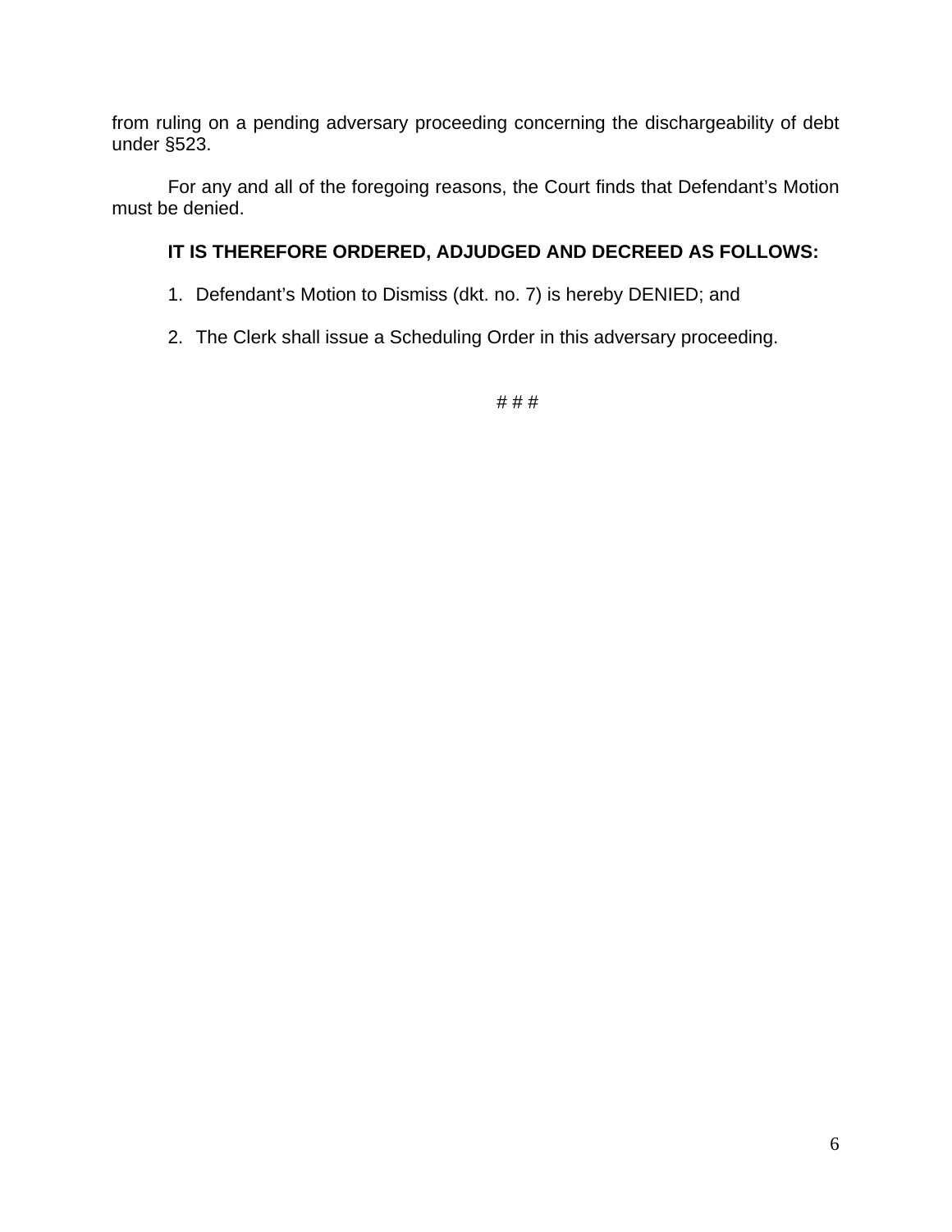from ruling on a pending adversary proceeding concerning the dischargeability of debt under §523.

For any and all of the foregoing reasons, the Court finds that Defendant's Motion must be denied.

**IT IS THEREFORE ORDERED, ADJUDGED AND DECREED AS FOLLOWS:**

1. Defendant's Motion to Dismiss (dkt. no. 7) is hereby DENIED; and

2. The Clerk shall issue a Scheduling Order in this adversary proceeding.

# # #